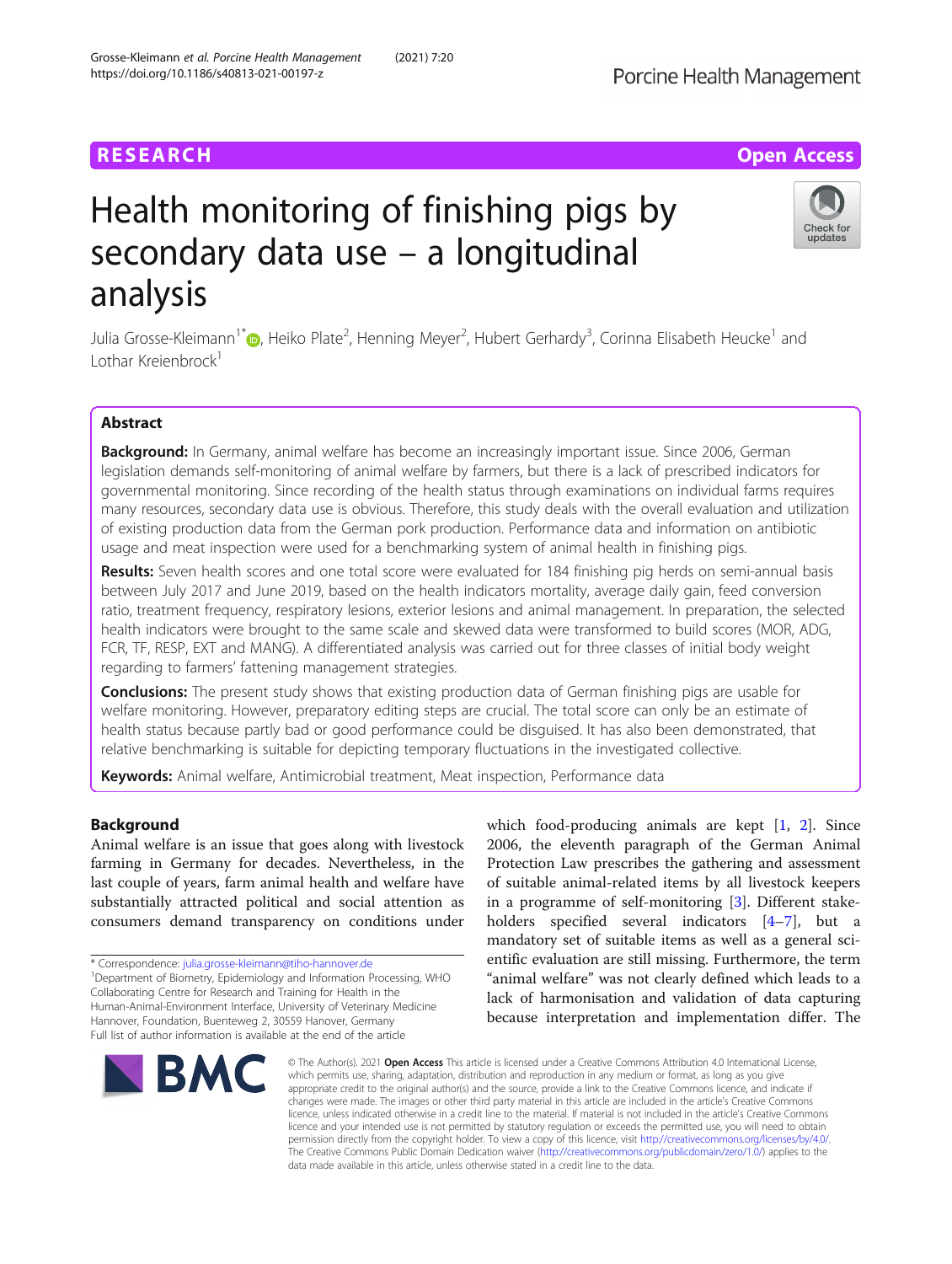RESEARCH

Open Access

# Health monitoring of finishing pigs by secondary data use – a longitudinal analysis

Julia Grosse-Kleimann[1*], Heiko Plate[2], Henning Meyer[2], Hubert Gerhardy[3], Corinna Elisabeth Heucke[1] and Lothar Kreienbrock[1]

## Abstract

**Background:** In Germany, animal welfare has become an increasingly important issue. Since 2006, German legislation demands self-monitoring of animal welfare by farmers, but there is a lack of prescribed indicators for governmental monitoring. Since recording of the health status through examinations on individual farms requires many resources, secondary data use is obvious. Therefore, this study deals with the overall evaluation and utilization of existing production data from the German pork production. Performance data and information on antibiotic usage and meat inspection were used for a benchmarking system of animal health in finishing pigs.

**Results:** Seven health scores and one total score were evaluated for 184 finishing pig herds on semi-annual basis between July 2017 and June 2019, based on the health indicators mortality, average daily gain, feed conversion ratio, treatment frequency, respiratory lesions, exterior lesions and animal management. In preparation, the selected health indicators were brought to the same scale and skewed data were transformed to build scores (MOR, ADG, FCR, TF, RESP, EXT and MANG). A differentiated analysis was carried out for three classes of initial body weight regarding to farmers' fattening management strategies.

**Conclusions:** The present study shows that existing production data of German finishing pigs are usable for welfare monitoring. However, preparatory editing steps are crucial. The total score can only be an estimate of health status because partly bad or good performance could be disguised. It has also been demonstrated, that relative benchmarking is suitable for depicting temporary fluctuations in the investigated collective.

**Keywords:** Animal welfare, Antimicrobial treatment, Meat inspection, Performance data

## Background

Animal welfare is an issue that goes along with livestock farming in Germany for decades. Nevertheless, in the last couple of years, farm animal health and welfare have substantially attracted political and social attention as consumers demand transparency on conditions under which food-producing animals are kept [1, 2]. Since 2006, the eleventh paragraph of the German Animal Protection Law prescribes the gathering and assessment of suitable animal-related items by all livestock keepers in a programme of self-monitoring [3]. Different stakeholders specified several indicators [4–7], but a mandatory set of suitable items as well as a general scientific evaluation are still missing. Furthermore, the term "animal welfare" was not clearly defined which leads to a lack of harmonisation and validation of data capturing because interpretation and implementation differ. The

* Correspondence: julia.grosse-kleimann@tiho-hannover.de
[1]Department of Biometry, Epidemiology and Information Processing, WHO Collaborating Centre for Research and Training for Health in the Human-Animal-Environment Interface, University of Veterinary Medicine Hannover, Foundation, Buenteweg 2, 30559 Hanover, Germany
Full list of author information is available at the end of the article

© The Author(s). 2021 **Open Access** This article is licensed under a Creative Commons Attribution 4.0 International License, which permits use, sharing, adaptation, distribution and reproduction in any medium or format, as long as you give appropriate credit to the original author(s) and the source, provide a link to the Creative Commons licence, and indicate if changes were made. The images or other third party material in this article are included in the article's Creative Commons licence, unless indicated otherwise in a credit line to the material. If material is not included in the article's Creative Commons licence and your intended use is not permitted by statutory regulation or exceeds the permitted use, you will need to obtain permission directly from the copyright holder. To view a copy of this licence, visit http://creativecommons.org/licenses/by/4.0/. The Creative Commons Public Domain Dedication waiver (http://creativecommons.org/publicdomain/zero/1.0/) applies to the data made available in this article, unless otherwise stated in a credit line to the data.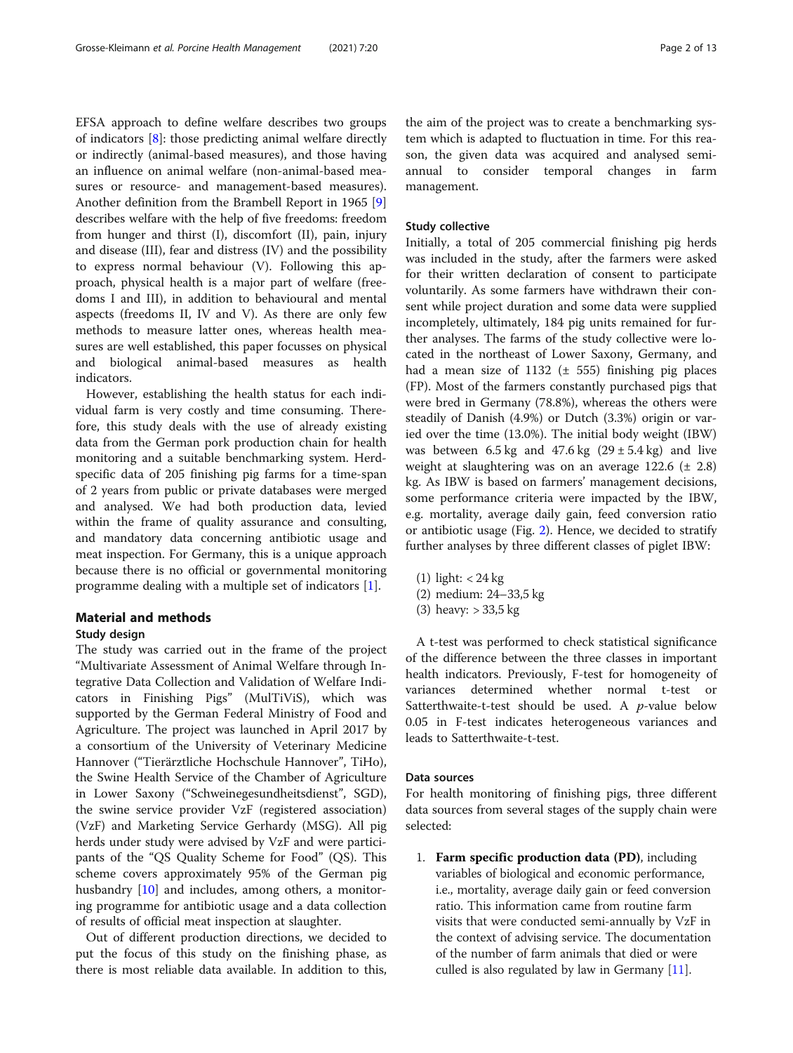EFSA approach to define welfare describes two groups of indicators [8]: those predicting animal welfare directly or indirectly (animal-based measures), and those having an influence on animal welfare (non-animal-based measures or resource- and management-based measures). Another definition from the Brambell Report in 1965 [9] describes welfare with the help of five freedoms: freedom from hunger and thirst (I), discomfort (II), pain, injury and disease (III), fear and distress (IV) and the possibility to express normal behaviour (V). Following this approach, physical health is a major part of welfare (freedoms I and III), in addition to behavioural and mental aspects (freedoms II, IV and V). As there are only few methods to measure latter ones, whereas health measures are well established, this paper focusses on physical and biological animal-based measures as health indicators.

However, establishing the health status for each individual farm is very costly and time consuming. Therefore, this study deals with the use of already existing data from the German pork production chain for health monitoring and a suitable benchmarking system. Herd-specific data of 205 finishing pig farms for a time-span of 2 years from public or private databases were merged and analysed. We had both production data, levied within the frame of quality assurance and consulting, and mandatory data concerning antibiotic usage and meat inspection. For Germany, this is a unique approach because there is no official or governmental monitoring programme dealing with a multiple set of indicators [1].

## Material and methods

### Study design

The study was carried out in the frame of the project "Multivariate Assessment of Animal Welfare through Integrative Data Collection and Validation of Welfare Indicators in Finishing Pigs" (MulTiViS), which was supported by the German Federal Ministry of Food and Agriculture. The project was launched in April 2017 by a consortium of the University of Veterinary Medicine Hannover ("Tierärztliche Hochschule Hannover", TiHo), the Swine Health Service of the Chamber of Agriculture in Lower Saxony ("Schweinegesundheitsdienst", SGD), the swine service provider VzF (registered association) (VzF) and Marketing Service Gerhardy (MSG). All pig herds under study were advised by VzF and were participants of the "QS Quality Scheme for Food" (QS). This scheme covers approximately 95% of the German pig husbandry [10] and includes, among others, a monitoring programme for antibiotic usage and a data collection of results of official meat inspection at slaughter.

Out of different production directions, we decided to put the focus of this study on the finishing phase, as there is most reliable data available. In addition to this, the aim of the project was to create a benchmarking system which is adapted to fluctuation in time. For this reason, the given data was acquired and analysed semi-annual to consider temporal changes in farm management.

### Study collective

Initially, a total of 205 commercial finishing pig herds was included in the study, after the farmers were asked for their written declaration of consent to participate voluntarily. As some farmers have withdrawn their consent while project duration and some data were supplied incompletely, ultimately, 184 pig units remained for further analyses. The farms of the study collective were located in the northeast of Lower Saxony, Germany, and had a mean size of 1132 (± 555) finishing pig places (FP). Most of the farmers constantly purchased pigs that were bred in Germany (78.8%), whereas the others were steadily of Danish (4.9%) or Dutch (3.3%) origin or varied over the time (13.0%). The initial body weight (IBW) was between 6.5 kg and 47.6 kg (29 ± 5.4 kg) and live weight at slaughtering was on an average 122.6 (± 2.8) kg. As IBW is based on farmers' management decisions, some performance criteria were impacted by the IBW, e.g. mortality, average daily gain, feed conversion ratio or antibiotic usage (Fig. 2). Hence, we decided to stratify further analyses by three different classes of piglet IBW:

(1) light: < 24 kg
(2) medium: 24–33,5 kg
(3) heavy: > 33,5 kg

A t-test was performed to check statistical significance of the difference between the three classes in important health indicators. Previously, F-test for homogeneity of variances determined whether normal t-test or Satterthwaite-t-test should be used. A $p$-value below 0.05 in F-test indicates heterogeneous variances and leads to Satterthwaite-t-test.

### Data sources

For health monitoring of finishing pigs, three different data sources from several stages of the supply chain were selected:

1. **Farm specific production data (PD)**, including variables of biological and economic performance, i.e., mortality, average daily gain or feed conversion ratio. This information came from routine farm visits that were conducted semi-annually by VzF in the context of advising service. The documentation of the number of farm animals that died or were culled is also regulated by law in Germany [11].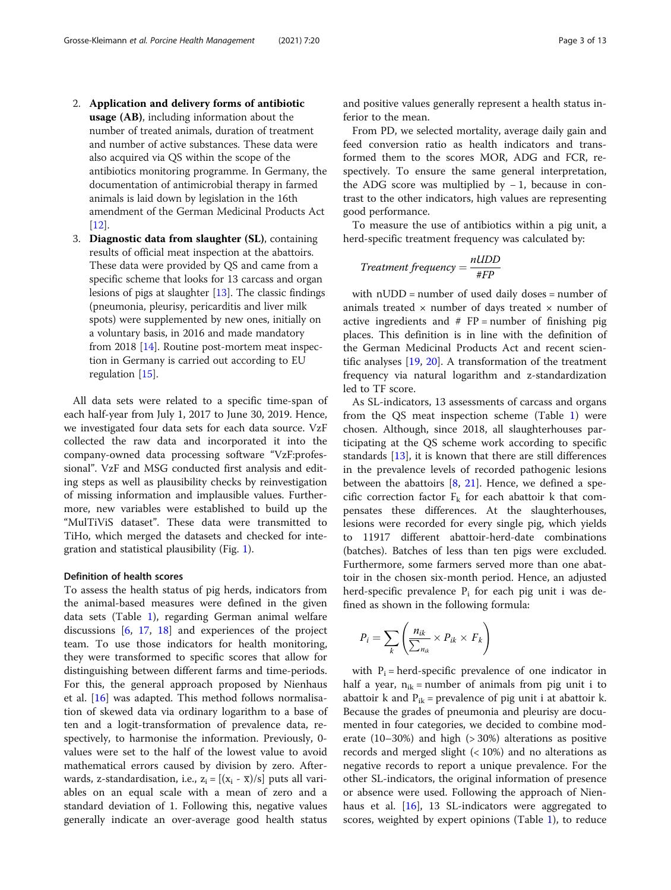2. **Application and delivery forms of antibiotic usage (AB)**, including information about the number of treated animals, duration of treatment and number of active substances. These data were also acquired via QS within the scope of the antibiotics monitoring programme. In Germany, the documentation of antimicrobial therapy in farmed animals is laid down by legislation in the 16th amendment of the German Medicinal Products Act [12].
3. **Diagnostic data from slaughter (SL)**, containing results of official meat inspection at the abattoirs. These data were provided by QS and came from a specific scheme that looks for 13 carcass and organ lesions of pigs at slaughter [13]. The classic findings (pneumonia, pleurisy, pericarditis and liver milk spots) were supplemented by new ones, initially on a voluntary basis, in 2016 and made mandatory from 2018 [14]. Routine post-mortem meat inspection in Germany is carried out according to EU regulation [15].

All data sets were related to a specific time-span of each half-year from July 1, 2017 to June 30, 2019. Hence, we investigated four data sets for each data source. VzF collected the raw data and incorporated it into the company-owned data processing software "VzF:professional". VzF and MSG conducted first analysis and editing steps as well as plausibility checks by reinvestigation of missing information and implausible values. Furthermore, new variables were established to build up the "MulTiViS dataset". These data were transmitted to TiHo, which merged the datasets and checked for integration and statistical plausibility (Fig. 1).

### Definition of health scores

To assess the health status of pig herds, indicators from the animal-based measures were defined in the given data sets (Table 1), regarding German animal welfare discussions [6, 17, 18] and experiences of the project team. To use those indicators for health monitoring, they were transformed to specific scores that allow for distinguishing between different farms and time-periods. For this, the general approach proposed by Nienhaus et al. [16] was adapted. This method follows normalisation of skewed data via ordinary logarithm to a base of ten and a logit-transformation of prevalence data, respectively, to harmonise the information. Previously, 0-values were set to the half of the lowest value to avoid mathematical errors caused by division by zero. Afterwards, z-standardisation, i.e., $z_i = [(x_i - \bar{x})/s]$ puts all variables on an equal scale with a mean of zero and a standard deviation of 1. Following this, negative values generally indicate an over-average good health status and positive values generally represent a health status inferior to the mean.

From PD, we selected mortality, average daily gain and feed conversion ratio as health indicators and transformed them to the scores MOR, ADG and FCR, respectively. To ensure the same general interpretation, the ADG score was multiplied by − 1, because in contrast to the other indicators, high values are representing good performance.

To measure the use of antibiotics within a pig unit, a herd-specific treatment frequency was calculated by:

$$Treatment\ frequency = \frac{nUDD}{\#FP}$$

with nUDD = number of used daily doses = number of animals treated × number of days treated × number of active ingredients and # FP = number of finishing pig places. This definition is in line with the definition of the German Medicinal Products Act and recent scientific analyses [19, 20]. A transformation of the treatment frequency via natural logarithm and z-standardization led to TF score.

As SL-indicators, 13 assessments of carcass and organs from the QS meat inspection scheme (Table 1) were chosen. Although, since 2018, all slaughterhouses participating at the QS scheme work according to specific standards [13], it is known that there are still differences in the prevalence levels of recorded pathogenic lesions between the abattoirs [8, 21]. Hence, we defined a specific correction factor $F_k$ for each abattoir k that compensates these differences. At the slaughterhouses, lesions were recorded for every single pig, which yields to 11917 different abattoir-herd-date combinations (batches). Batches of less than ten pigs were excluded. Furthermore, some farmers served more than one abattoir in the chosen six-month period. Hence, an adjusted herd-specific prevalence $P_i$ for each pig unit i was defined as shown in the following formula:

$$P_i = \sum_k \left( \frac{n_{ik}}{\sum_{n_{ik}}} \times P_{ik} \times F_k \right)$$

with $P_i$ = herd-specific prevalence of one indicator in half a year, $n_{ik}$ = number of animals from pig unit i to abattoir k and $P_{ik}$ = prevalence of pig unit i at abattoir k. Because the grades of pneumonia and pleurisy are documented in four categories, we decided to combine moderate (10–30%) and high (> 30%) alterations as positive records and merged slight (< 10%) and no alterations as negative records to report a unique prevalence. For the other SL-indicators, the original information of presence or absence were used. Following the approach of Nienhaus et al. [16], 13 SL-indicators were aggregated to scores, weighted by expert opinions (Table 1), to reduce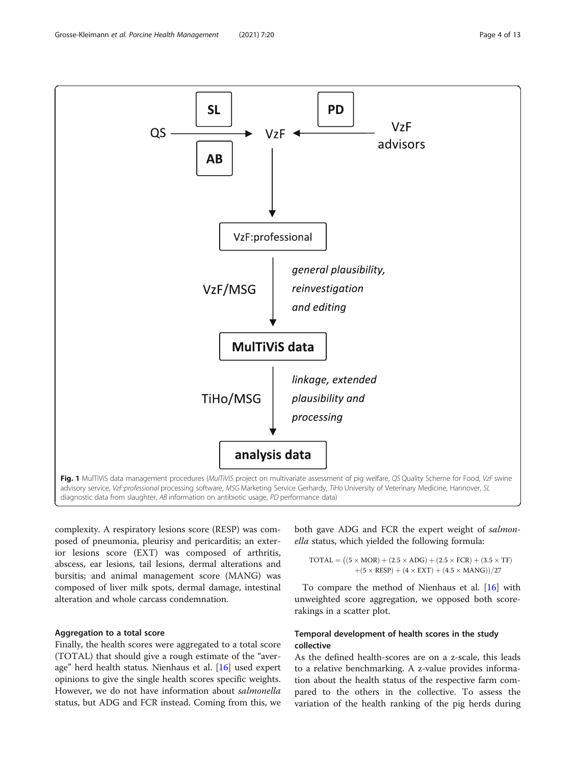**Fig. 1** MulTiViS data management procedures (*MulTiViS* project on multivariate assessment of pig welfare, *QS* Quality Scheme for Food, *VzF* swine advisory service, *VzF:professional* processing software, *MSG* Marketing Service Gerhardy, *TiHo* University of Veterinary Medicine, Hannover, *SL* diagnostic data from slaughter, *AB* information on antibiotic usage, *PD* performance data)

complexity. A respiratory lesions score (RESP) was composed of pneumonia, pleurisy and pericarditis; an exterior lesions score (EXT) was composed of arthritis, abscess, ear lesions, tail lesions, dermal alterations and bursitis; and animal management score (MANG) was composed of liver milk spots, dermal damage, intestinal alteration and whole carcass condemnation.

### Aggregation to a total score

Finally, the health scores were aggregated to a total score (TOTAL) that should give a rough estimate of the "average" herd health status. Nienhaus et al. [16] used expert opinions to give the single health scores specific weights. However, we do not have information about *salmonella* status, but ADG and FCR instead. Coming from this, we both gave ADG and FCR the expert weight of *salmonella* status, which yielded the following formula:

$$\mathrm{TOTAL} = ((5 \times \mathrm{MOR}) + (2.5 \times \mathrm{ADG}) + (2.5 \times \mathrm{FCR}) + (3.5 \times \mathrm{TF}) + (5 \times \mathrm{RESP}) + (4 \times \mathrm{EXT}) + (4.5 \times \mathrm{MANG}))/27$$

To compare the method of Nienhaus et al. [16] with unweighted score aggregation, we opposed both score-rakings in a scatter plot.

### Temporal development of health scores in the study collective

As the defined health-scores are on a z-scale, this leads to a relative benchmarking. A z-value provides information about the health status of the respective farm compared to the others in the collective. To assess the variation of the health ranking of the pig herds during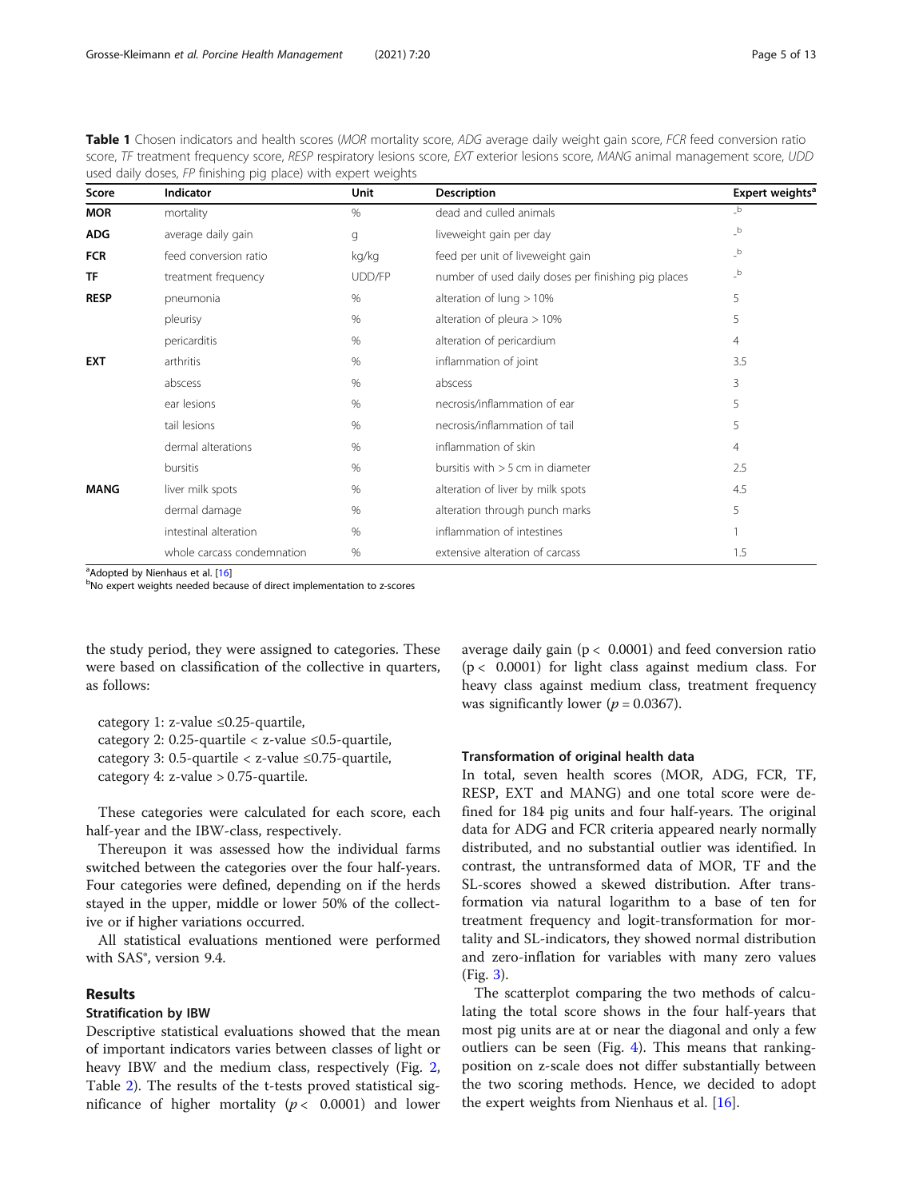**Table 1** Chosen indicators and health scores (*MOR* mortality score, *ADG* average daily weight gain score, *FCR* feed conversion ratio score, *TF* treatment frequency score, *RESP* respiratory lesions score, *EXT* exterior lesions score, *MANG* animal management score, *UDD* used daily doses, *FP* finishing pig place) with expert weights

| Score | Indicator | Unit | Description | Expert weights[a] |
|---|---|---|---|---|
| **MOR** | mortality | % | dead and culled animals | -[b] |
| **ADG** | average daily gain | g | liveweight gain per day | -[b] |
| **FCR** | feed conversion ratio | kg/kg | feed per unit of liveweight gain | -[b] |
| **TF** | treatment frequency | UDD/FP | number of used daily doses per finishing pig places | -[b] |
| **RESP** | pneumonia | % | alteration of lung > 10% | 5 |
| | pleurisy | % | alteration of pleura > 10% | 5 |
| | pericarditis | % | alteration of pericardium | 4 |
| **EXT** | arthritis | % | inflammation of joint | 3.5 |
| | abscess | % | abscess | 3 |
| | ear lesions | % | necrosis/inflammation of ear | 5 |
| | tail lesions | % | necrosis/inflammation of tail | 5 |
| | dermal alterations | % | inflammation of skin | 4 |
| | bursitis | % | bursitis with > 5 cm in diameter | 2.5 |
| **MANG** | liver milk spots | % | alteration of liver by milk spots | 4.5 |
| | dermal damage | % | alteration through punch marks | 5 |
| | intestinal alteration | % | inflammation of intestines | 1 |
| | whole carcass condemnation | % | extensive alteration of carcass | 1.5 |

[a]Adopted by Nienhaus et al. [16]

[b]No expert weights needed because of direct implementation to z-scores

the study period, they were assigned to categories. These were based on classification of the collective in quarters, as follows:

category 1: z-value ≤0.25-quartile,
category 2: 0.25-quartile < z-value ≤0.5-quartile,
category 3: 0.5-quartile < z-value ≤0.75-quartile,
category 4: z-value > 0.75-quartile.

These categories were calculated for each score, each half-year and the IBW-class, respectively.

Thereupon it was assessed how the individual farms switched between the categories over the four half-years. Four categories were defined, depending on if the herds stayed in the upper, middle or lower 50% of the collective or if higher variations occurred.

All statistical evaluations mentioned were performed with SAS®, version 9.4.

## Results

### Stratification by IBW

Descriptive statistical evaluations showed that the mean of important indicators varies between classes of light or heavy IBW and the medium class, respectively (Fig. 2, Table 2). The results of the t-tests proved statistical significance of higher mortality ($p < 0.0001$) and lower average daily gain ($p < 0.0001$) and feed conversion ratio ($p < 0.0001$) for light class against medium class. For heavy class against medium class, treatment frequency was significantly lower ($p = 0.0367$).

### Transformation of original health data

In total, seven health scores (MOR, ADG, FCR, TF, RESP, EXT and MANG) and one total score were defined for 184 pig units and four half-years. The original data for ADG and FCR criteria appeared nearly normally distributed, and no substantial outlier was identified. In contrast, the untransformed data of MOR, TF and the SL-scores showed a skewed distribution. After transformation via natural logarithm to a base of ten for treatment frequency and logit-transformation for mortality and SL-indicators, they showed normal distribution and zero-inflation for variables with many zero values (Fig. 3).

The scatterplot comparing the two methods of calculating the total score shows in the four half-years that most pig units are at or near the diagonal and only a few outliers can be seen (Fig. 4). This means that ranking-position on z-scale does not differ substantially between the two scoring methods. Hence, we decided to adopt the expert weights from Nienhaus et al. [16].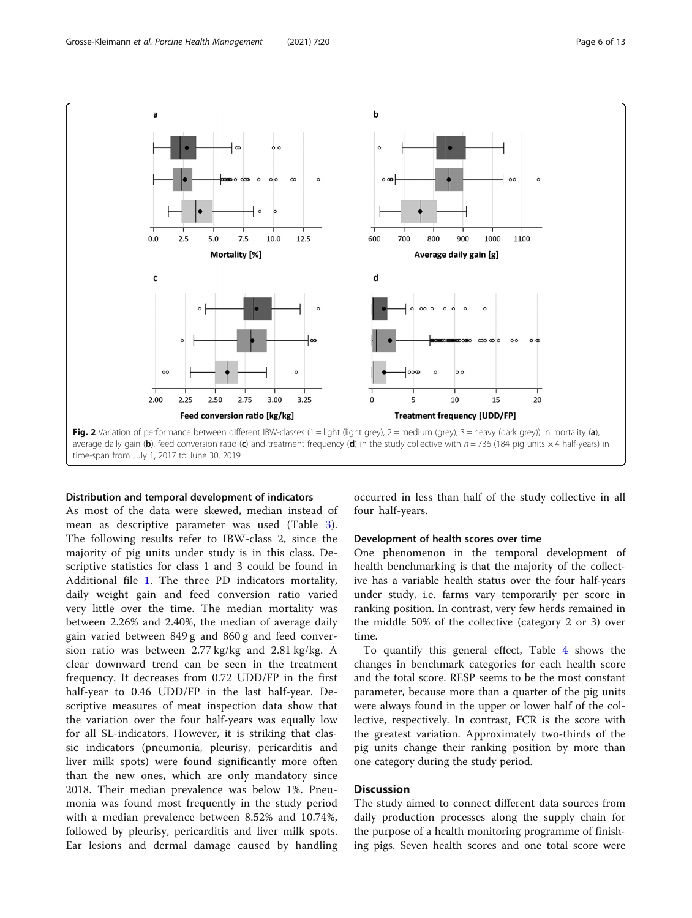Fig. 2 Variation of performance between different IBW-classes (1 = light (light grey), 2 = medium (grey), 3 = heavy (dark grey)) in mortality (**a**), average daily gain (**b**), feed conversion ratio (**c**) and treatment frequency (**d**) in the study collective with $n = 736$ (184 pig units × 4 half-years) in time-span from July 1, 2017 to June 30, 2019

### Distribution and temporal development of indicators

As most of the data were skewed, median instead of mean as descriptive parameter was used (Table 3). The following results refer to IBW-class 2, since the majority of pig units under study is in this class. Descriptive statistics for class 1 and 3 could be found in Additional file 1. The three PD indicators mortality, daily weight gain and feed conversion ratio varied very little over the time. The median mortality was between 2.26% and 2.40%, the median of average daily gain varied between 849 g and 860 g and feed conversion ratio was between 2.77 kg/kg and 2.81 kg/kg. A clear downward trend can be seen in the treatment frequency. It decreases from 0.72 UDD/FP in the first half-year to 0.46 UDD/FP in the last half-year. Descriptive measures of meat inspection data show that the variation over the four half-years was equally low for all SL-indicators. However, it is striking that classic indicators (pneumonia, pleurisy, pericarditis and liver milk spots) were found significantly more often than the new ones, which are only mandatory since 2018. Their median prevalence was below 1%. Pneumonia was found most frequently in the study period with a median prevalence between 8.52% and 10.74%, followed by pleurisy, pericarditis and liver milk spots. Ear lesions and dermal damage caused by handling occurred in less than half of the study collective in all four half-years.

### Development of health scores over time

One phenomenon in the temporal development of health benchmarking is that the majority of the collective has a variable health status over the four half-years under study, i.e. farms vary temporarily per score in ranking position. In contrast, very few herds remained in the middle 50% of the collective (category 2 or 3) over time.

To quantify this general effect, Table 4 shows the changes in benchmark categories for each health score and the total score. RESP seems to be the most constant parameter, because more than a quarter of the pig units were always found in the upper or lower half of the collective, respectively. In contrast, FCR is the score with the greatest variation. Approximately two-thirds of the pig units change their ranking position by more than one category during the study period.

## Discussion

The study aimed to connect different data sources from daily production processes along the supply chain for the purpose of a health monitoring programme of finishing pigs. Seven health scores and one total score were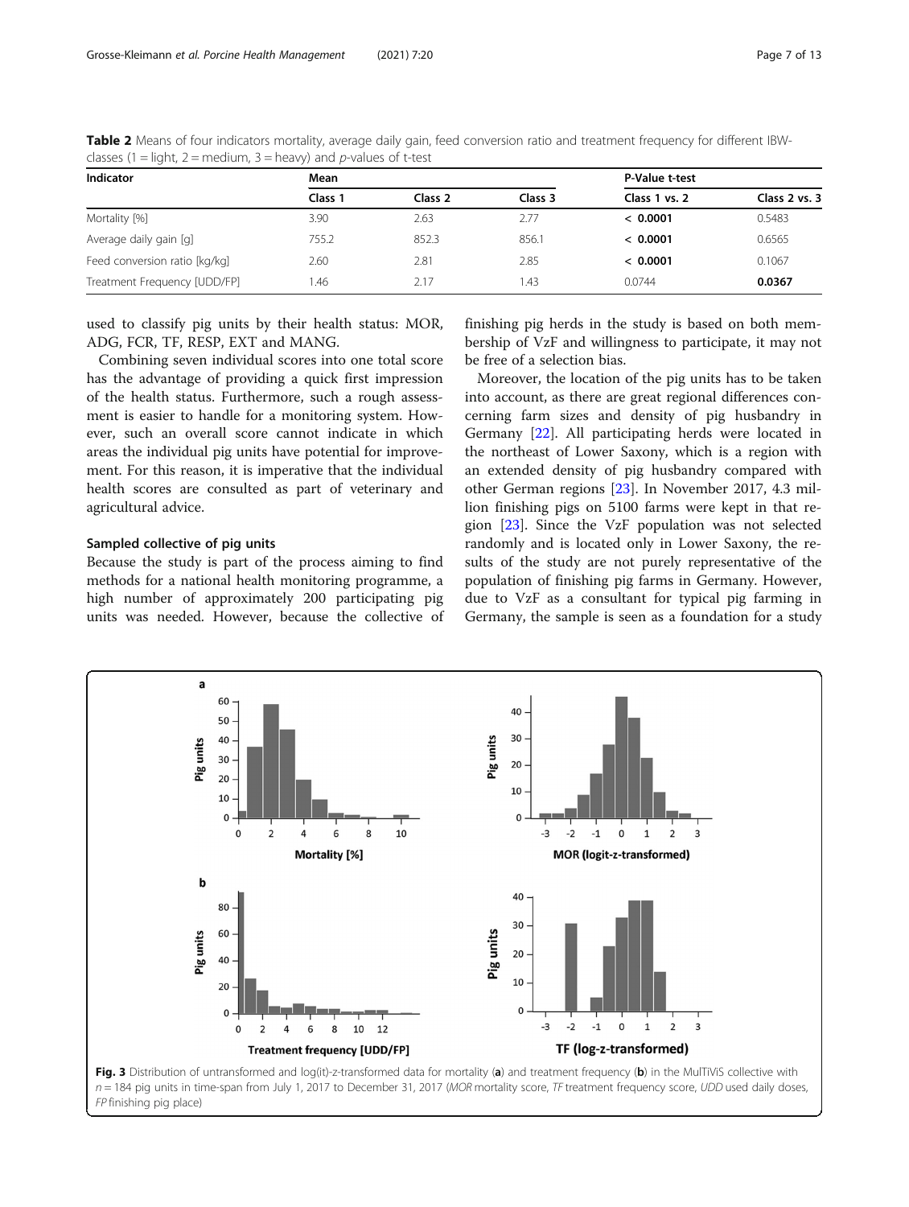**Table 2** Means of four indicators mortality, average daily gain, feed conversion ratio and treatment frequency for different IBW-classes (1 = light, 2 = medium, 3 = heavy) and *p*-values of t-test

| Indicator | Mean | | | P-Value t-test | |
|---|---|---|---|---|---|
| | Class 1 | Class 2 | Class 3 | Class 1 vs. 2 | Class 2 vs. 3 |
| Mortality [%] | 3.90 | 2.63 | 2.77 | **< 0.0001** | 0.5483 |
| Average daily gain [g] | 755.2 | 852.3 | 856.1 | **< 0.0001** | 0.6565 |
| Feed conversion ratio [kg/kg] | 2.60 | 2.81 | 2.85 | **< 0.0001** | 0.1067 |
| Treatment Frequency [UDD/FP] | 1.46 | 2.17 | 1.43 | 0.0744 | **0.0367** |

used to classify pig units by their health status: MOR, ADG, FCR, TF, RESP, EXT and MANG.

Combining seven individual scores into one total score has the advantage of providing a quick first impression of the health status. Furthermore, such a rough assessment is easier to handle for a monitoring system. However, such an overall score cannot indicate in which areas the individual pig units have potential for improvement. For this reason, it is imperative that the individual health scores are consulted as part of veterinary and agricultural advice.

### Sampled collective of pig units

Because the study is part of the process aiming to find methods for a national health monitoring programme, a high number of approximately 200 participating pig units was needed. However, because the collective of finishing pig herds in the study is based on both membership of VzF and willingness to participate, it may not be free of a selection bias.

Moreover, the location of the pig units has to be taken into account, as there are great regional differences concerning farm sizes and density of pig husbandry in Germany [22]. All participating herds were located in the northeast of Lower Saxony, which is a region with an extended density of pig husbandry compared with other German regions [23]. In November 2017, 4.3 million finishing pigs on 5100 farms were kept in that region [23]. Since the VzF population was not selected randomly and is located only in Lower Saxony, the results of the study are not purely representative of the population of finishing pig farms in Germany. However, due to VzF as a consultant for typical pig farming in Germany, the sample is seen as a foundation for a study

**Fig. 3** Distribution of untransformed and log(it)-z-transformed data for mortality (**a**) and treatment frequency (**b**) in the MulTiViS collective with *n* = 184 pig units in time-span from July 1, 2017 to December 31, 2017 (*MOR* mortality score, *TF* treatment frequency score, *UDD* used daily doses, *FP* finishing pig place)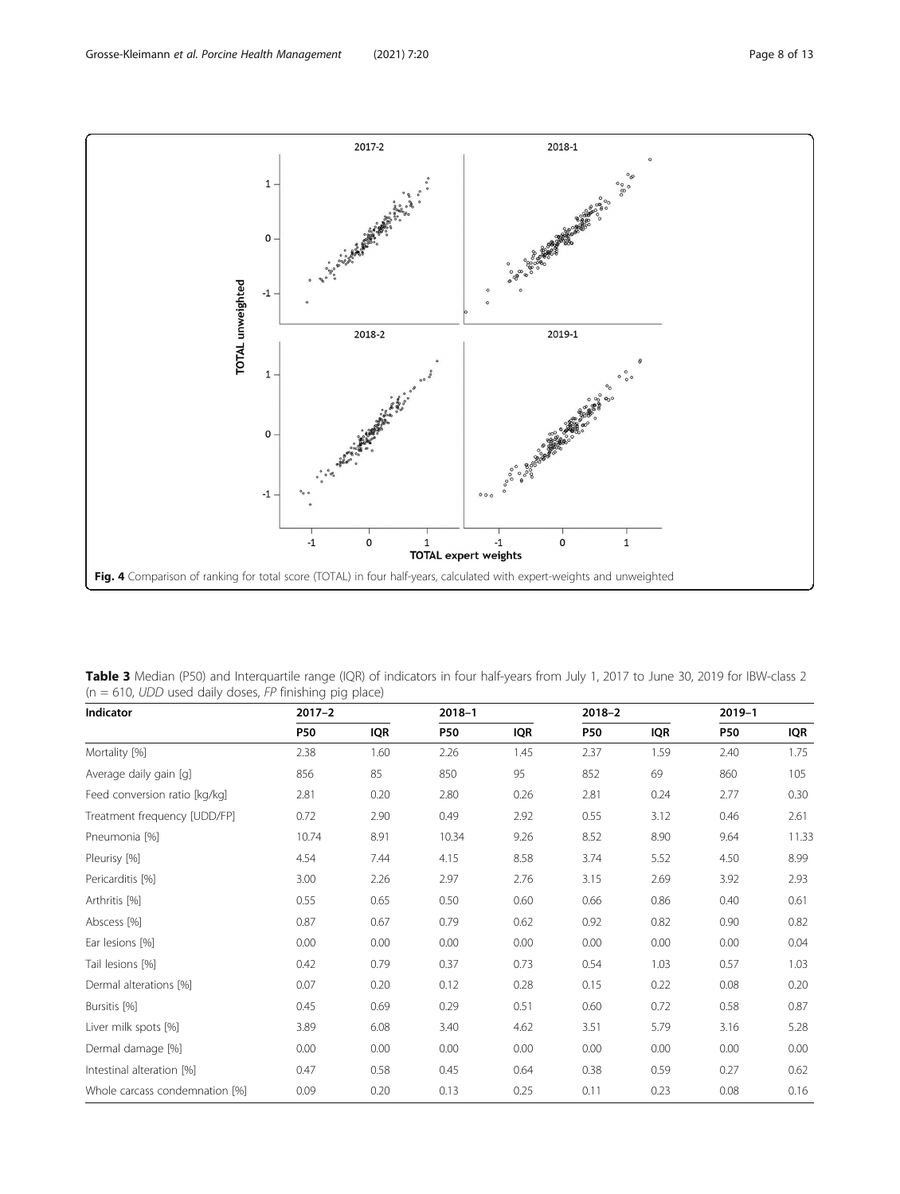**Fig. 4** Comparison of ranking for total score (TOTAL) in four half-years, calculated with expert-weights and unweighted

**Table 3** Median (P50) and Interquartile range (IQR) of indicators in four half-years from July 1, 2017 to June 30, 2019 for IBW-class 2 (n = 610, *UDD* used daily doses, *FP* finishing pig place)

| Indicator | 2017–2 | | 2018–1 | | 2018–2 | | 2019–1 | |
|---|---|---|---|---|---|---|---|---|
| | P50 | IQR | P50 | IQR | P50 | IQR | P50 | IQR |
| Mortality [%] | 2.38 | 1.60 | 2.26 | 1.45 | 2.37 | 1.59 | 2.40 | 1.75 |
| Average daily gain [g] | 856 | 85 | 850 | 95 | 852 | 69 | 860 | 105 |
| Feed conversion ratio [kg/kg] | 2.81 | 0.20 | 2.80 | 0.26 | 2.81 | 0.24 | 2.77 | 0.30 |
| Treatment frequency [UDD/FP] | 0.72 | 2.90 | 0.49 | 2.92 | 0.55 | 3.12 | 0.46 | 2.61 |
| Pneumonia [%] | 10.74 | 8.91 | 10.34 | 9.26 | 8.52 | 8.90 | 9.64 | 11.33 |
| Pleurisy [%] | 4.54 | 7.44 | 4.15 | 8.58 | 3.74 | 5.52 | 4.50 | 8.99 |
| Pericarditis [%] | 3.00 | 2.26 | 2.97 | 2.76 | 3.15 | 2.69 | 3.92 | 2.93 |
| Arthritis [%] | 0.55 | 0.65 | 0.50 | 0.60 | 0.66 | 0.86 | 0.40 | 0.61 |
| Abscess [%] | 0.87 | 0.67 | 0.79 | 0.62 | 0.92 | 0.82 | 0.90 | 0.82 |
| Ear lesions [%] | 0.00 | 0.00 | 0.00 | 0.00 | 0.00 | 0.00 | 0.00 | 0.04 |
| Tail lesions [%] | 0.42 | 0.79 | 0.37 | 0.73 | 0.54 | 1.03 | 0.57 | 1.03 |
| Dermal alterations [%] | 0.07 | 0.20 | 0.12 | 0.28 | 0.15 | 0.22 | 0.08 | 0.20 |
| Bursitis [%] | 0.45 | 0.69 | 0.29 | 0.51 | 0.60 | 0.72 | 0.58 | 0.87 |
| Liver milk spots [%] | 3.89 | 6.08 | 3.40 | 4.62 | 3.51 | 5.79 | 3.16 | 5.28 |
| Dermal damage [%] | 0.00 | 0.00 | 0.00 | 0.00 | 0.00 | 0.00 | 0.00 | 0.00 |
| Intestinal alteration [%] | 0.47 | 0.58 | 0.45 | 0.64 | 0.38 | 0.59 | 0.27 | 0.62 |
| Whole carcass condemnation [%] | 0.09 | 0.20 | 0.13 | 0.25 | 0.11 | 0.23 | 0.08 | 0.16 |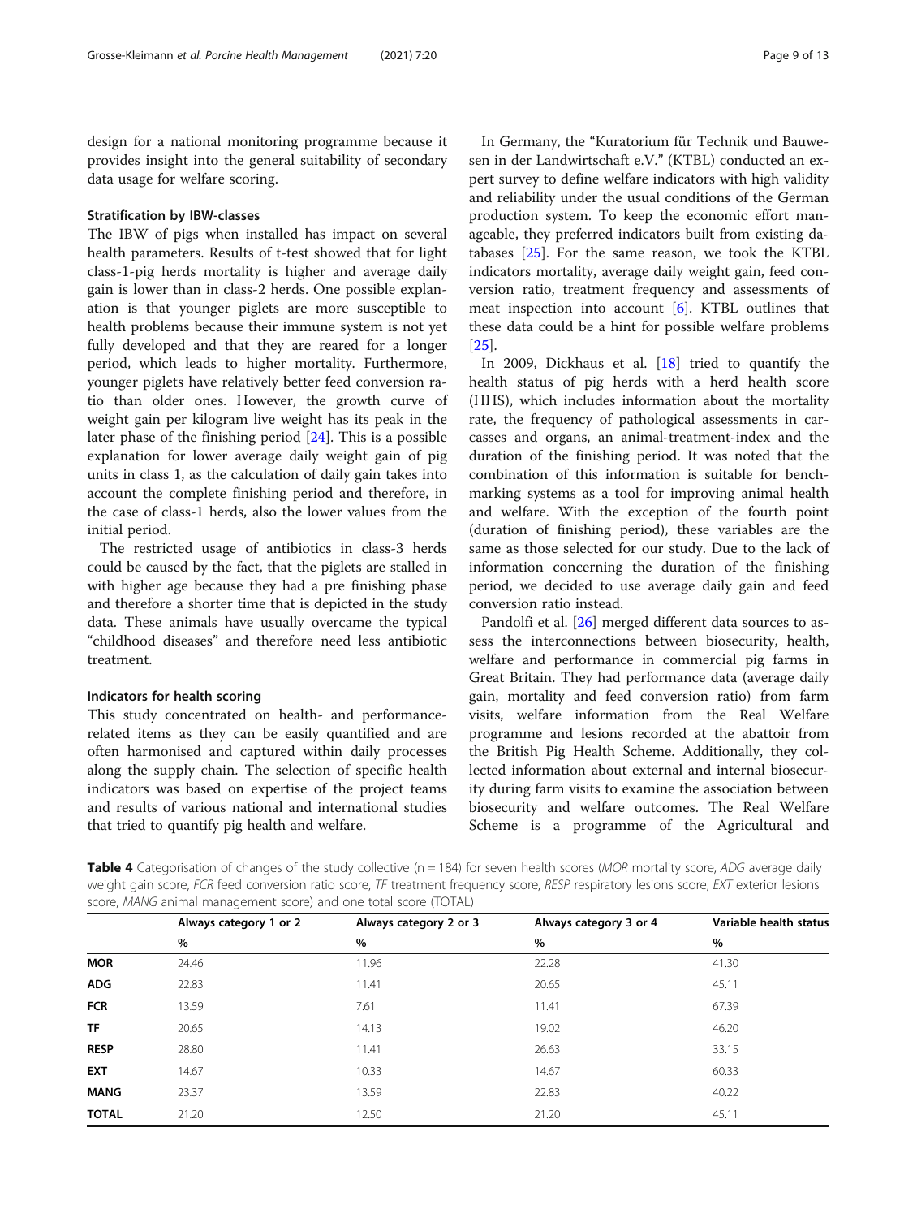design for a national monitoring programme because it provides insight into the general suitability of secondary data usage for welfare scoring.

### Stratification by IBW-classes

The IBW of pigs when installed has impact on several health parameters. Results of t-test showed that for light class-1-pig herds mortality is higher and average daily gain is lower than in class-2 herds. One possible explanation is that younger piglets are more susceptible to health problems because their immune system is not yet fully developed and that they are reared for a longer period, which leads to higher mortality. Furthermore, younger piglets have relatively better feed conversion ratio than older ones. However, the growth curve of weight gain per kilogram live weight has its peak in the later phase of the finishing period [24]. This is a possible explanation for lower average daily weight gain of pig units in class 1, as the calculation of daily gain takes into account the complete finishing period and therefore, in the case of class-1 herds, also the lower values from the initial period.

The restricted usage of antibiotics in class-3 herds could be caused by the fact, that the piglets are stalled in with higher age because they had a pre finishing phase and therefore a shorter time that is depicted in the study data. These animals have usually overcame the typical "childhood diseases" and therefore need less antibiotic treatment.

### Indicators for health scoring

This study concentrated on health- and performance-related items as they can be easily quantified and are often harmonised and captured within daily processes along the supply chain. The selection of specific health indicators was based on expertise of the project teams and results of various national and international studies that tried to quantify pig health and welfare.

In Germany, the "Kuratorium für Technik und Bauwesen in der Landwirtschaft e.V." (KTBL) conducted an expert survey to define welfare indicators with high validity and reliability under the usual conditions of the German production system. To keep the economic effort manageable, they preferred indicators built from existing databases [25]. For the same reason, we took the KTBL indicators mortality, average daily weight gain, feed conversion ratio, treatment frequency and assessments of meat inspection into account [6]. KTBL outlines that these data could be a hint for possible welfare problems [25].

In 2009, Dickhaus et al. [18] tried to quantify the health status of pig herds with a herd health score (HHS), which includes information about the mortality rate, the frequency of pathological assessments in carcasses and organs, an animal-treatment-index and the duration of the finishing period. It was noted that the combination of this information is suitable for benchmarking systems as a tool for improving animal health and welfare. With the exception of the fourth point (duration of finishing period), these variables are the same as those selected for our study. Due to the lack of information concerning the duration of the finishing period, we decided to use average daily gain and feed conversion ratio instead.

Pandolfi et al. [26] merged different data sources to assess the interconnections between biosecurity, health, welfare and performance in commercial pig farms in Great Britain. They had performance data (average daily gain, mortality and feed conversion ratio) from farm visits, welfare information from the Real Welfare programme and lesions recorded at the abattoir from the British Pig Health Scheme. Additionally, they collected information about external and internal biosecurity during farm visits to examine the association between biosecurity and welfare outcomes. The Real Welfare Scheme is a programme of the Agricultural and

**Table 4** Categorisation of changes of the study collective (n = 184) for seven health scores (*MOR* mortality score, *ADG* average daily weight gain score, *FCR* feed conversion ratio score, *TF* treatment frequency score, *RESP* respiratory lesions score, *EXT* exterior lesions score, *MANG* animal management score) and one total score (TOTAL)

| | Always category 1 or 2 | Always category 2 or 3 | Always category 3 or 4 | Variable health status |
|---|---|---|---|---|
| | % | % | % | % |
| **MOR** | 24.46 | 11.96 | 22.28 | 41.30 |
| **ADG** | 22.83 | 11.41 | 20.65 | 45.11 |
| **FCR** | 13.59 | 7.61 | 11.41 | 67.39 |
| **TF** | 20.65 | 14.13 | 19.02 | 46.20 |
| **RESP** | 28.80 | 11.41 | 26.63 | 33.15 |
| **EXT** | 14.67 | 10.33 | 14.67 | 60.33 |
| **MANG** | 23.37 | 13.59 | 22.83 | 40.22 |
| **TOTAL** | 21.20 | 12.50 | 21.20 | 45.11 |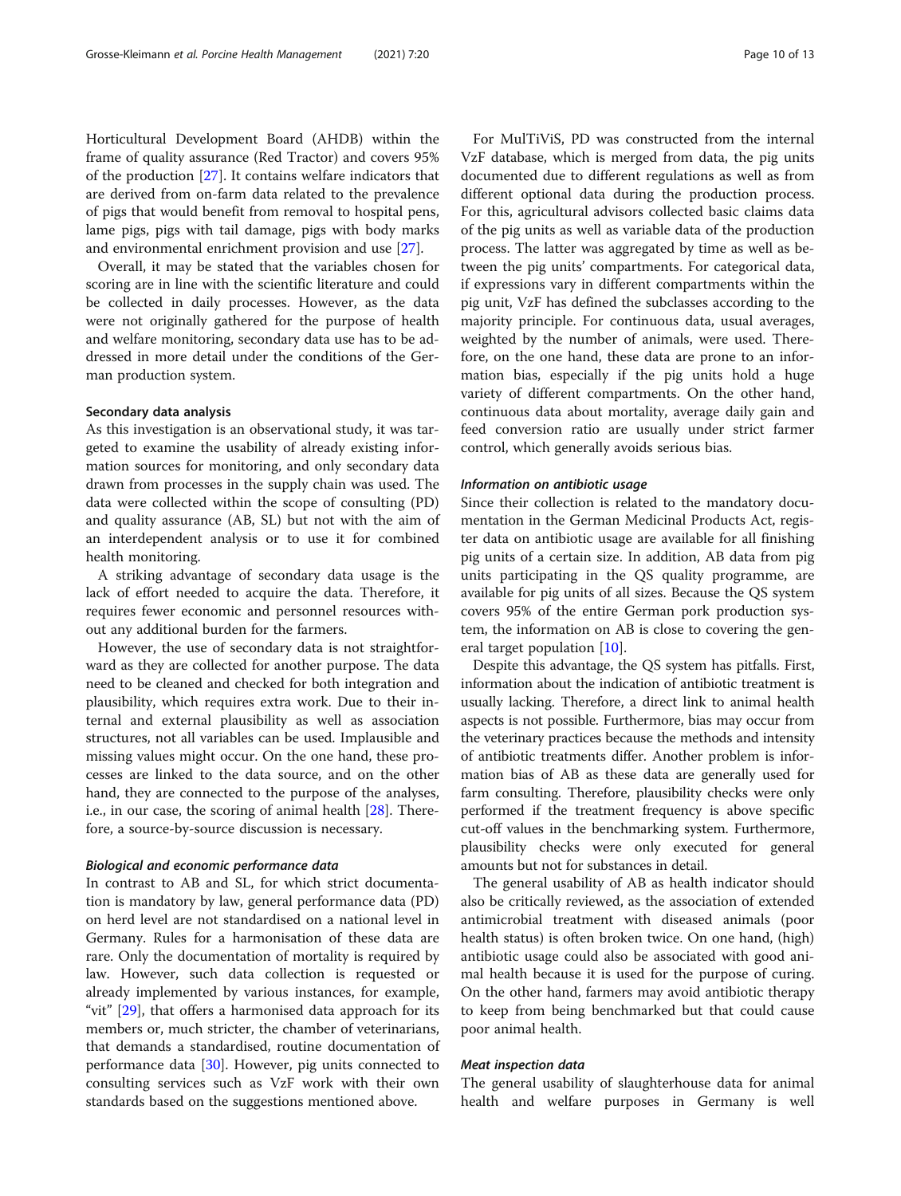Horticultural Development Board (AHDB) within the frame of quality assurance (Red Tractor) and covers 95% of the production [27]. It contains welfare indicators that are derived from on-farm data related to the prevalence of pigs that would benefit from removal to hospital pens, lame pigs, pigs with tail damage, pigs with body marks and environmental enrichment provision and use [27].

Overall, it may be stated that the variables chosen for scoring are in line with the scientific literature and could be collected in daily processes. However, as the data were not originally gathered for the purpose of health and welfare monitoring, secondary data use has to be addressed in more detail under the conditions of the German production system.

### Secondary data analysis

As this investigation is an observational study, it was targeted to examine the usability of already existing information sources for monitoring, and only secondary data drawn from processes in the supply chain was used. The data were collected within the scope of consulting (PD) and quality assurance (AB, SL) but not with the aim of an interdependent analysis or to use it for combined health monitoring.

A striking advantage of secondary data usage is the lack of effort needed to acquire the data. Therefore, it requires fewer economic and personnel resources without any additional burden for the farmers.

However, the use of secondary data is not straightforward as they are collected for another purpose. The data need to be cleaned and checked for both integration and plausibility, which requires extra work. Due to their internal and external plausibility as well as association structures, not all variables can be used. Implausible and missing values might occur. On the one hand, these processes are linked to the data source, and on the other hand, they are connected to the purpose of the analyses, i.e., in our case, the scoring of animal health [28]. Therefore, a source-by-source discussion is necessary.

#### *Biological and economic performance data*

In contrast to AB and SL, for which strict documentation is mandatory by law, general performance data (PD) on herd level are not standardised on a national level in Germany. Rules for a harmonisation of these data are rare. Only the documentation of mortality is required by law. However, such data collection is requested or already implemented by various instances, for example, "vit" [29], that offers a harmonised data approach for its members or, much stricter, the chamber of veterinarians, that demands a standardised, routine documentation of performance data [30]. However, pig units connected to consulting services such as VzF work with their own standards based on the suggestions mentioned above.

For MulTiViS, PD was constructed from the internal VzF database, which is merged from data, the pig units documented due to different regulations as well as from different optional data during the production process. For this, agricultural advisors collected basic claims data of the pig units as well as variable data of the production process. The latter was aggregated by time as well as between the pig units' compartments. For categorical data, if expressions vary in different compartments within the pig unit, VzF has defined the subclasses according to the majority principle. For continuous data, usual averages, weighted by the number of animals, were used. Therefore, on the one hand, these data are prone to an information bias, especially if the pig units hold a huge variety of different compartments. On the other hand, continuous data about mortality, average daily gain and feed conversion ratio are usually under strict farmer control, which generally avoids serious bias.

#### *Information on antibiotic usage*

Since their collection is related to the mandatory documentation in the German Medicinal Products Act, register data on antibiotic usage are available for all finishing pig units of a certain size. In addition, AB data from pig units participating in the QS quality programme, are available for pig units of all sizes. Because the QS system covers 95% of the entire German pork production system, the information on AB is close to covering the general target population [10].

Despite this advantage, the QS system has pitfalls. First, information about the indication of antibiotic treatment is usually lacking. Therefore, a direct link to animal health aspects is not possible. Furthermore, bias may occur from the veterinary practices because the methods and intensity of antibiotic treatments differ. Another problem is information bias of AB as these data are generally used for farm consulting. Therefore, plausibility checks were only performed if the treatment frequency is above specific cut-off values in the benchmarking system. Furthermore, plausibility checks were only executed for general amounts but not for substances in detail.

The general usability of AB as health indicator should also be critically reviewed, as the association of extended antimicrobial treatment with diseased animals (poor health status) is often broken twice. On one hand, (high) antibiotic usage could also be associated with good animal health because it is used for the purpose of curing. On the other hand, farmers may avoid antibiotic therapy to keep from being benchmarked but that could cause poor animal health.

#### *Meat inspection data*

The general usability of slaughterhouse data for animal health and welfare purposes in Germany is well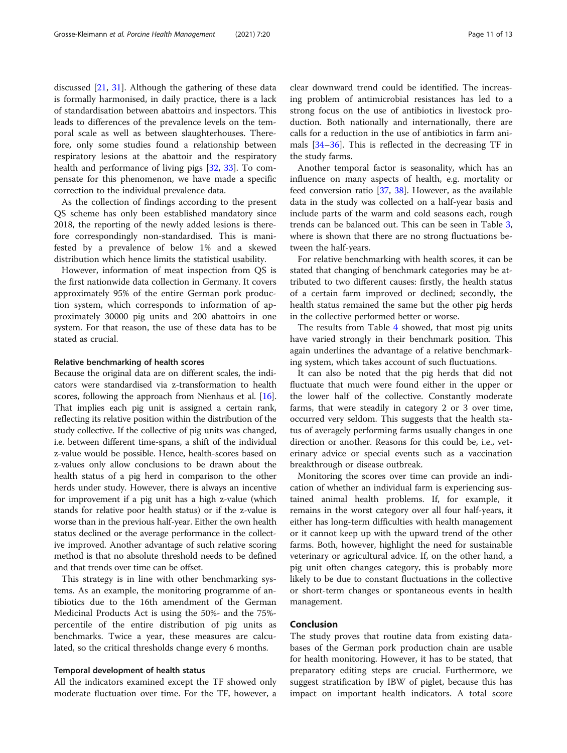discussed [21, 31]. Although the gathering of these data is formally harmonised, in daily practice, there is a lack of standardisation between abattoirs and inspectors. This leads to differences of the prevalence levels on the temporal scale as well as between slaughterhouses. Therefore, only some studies found a relationship between respiratory lesions at the abattoir and the respiratory health and performance of living pigs [32, 33]. To compensate for this phenomenon, we have made a specific correction to the individual prevalence data.

As the collection of findings according to the present QS scheme has only been established mandatory since 2018, the reporting of the newly added lesions is therefore correspondingly non-standardised. This is manifested by a prevalence of below 1% and a skewed distribution which hence limits the statistical usability.

However, information of meat inspection from QS is the first nationwide data collection in Germany. It covers approximately 95% of the entire German pork production system, which corresponds to information of approximately 30000 pig units and 200 abattoirs in one system. For that reason, the use of these data has to be stated as crucial.

### Relative benchmarking of health scores

Because the original data are on different scales, the indicators were standardised via z-transformation to health scores, following the approach from Nienhaus et al. [16]. That implies each pig unit is assigned a certain rank, reflecting its relative position within the distribution of the study collective. If the collective of pig units was changed, i.e. between different time-spans, a shift of the individual z-value would be possible. Hence, health-scores based on z-values only allow conclusions to be drawn about the health status of a pig herd in comparison to the other herds under study. However, there is always an incentive for improvement if a pig unit has a high z-value (which stands for relative poor health status) or if the z-value is worse than in the previous half-year. Either the own health status declined or the average performance in the collective improved. Another advantage of such relative scoring method is that no absolute threshold needs to be defined and that trends over time can be offset.

This strategy is in line with other benchmarking systems. As an example, the monitoring programme of antibiotics due to the 16th amendment of the German Medicinal Products Act is using the 50%- and the 75%-percentile of the entire distribution of pig units as benchmarks. Twice a year, these measures are calculated, so the critical thresholds change every 6 months.

### Temporal development of health status

All the indicators examined except the TF showed only moderate fluctuation over time. For the TF, however, a clear downward trend could be identified. The increasing problem of antimicrobial resistances has led to a strong focus on the use of antibiotics in livestock production. Both nationally and internationally, there are calls for a reduction in the use of antibiotics in farm animals [34–36]. This is reflected in the decreasing TF in the study farms.

Another temporal factor is seasonality, which has an influence on many aspects of health, e.g. mortality or feed conversion ratio [37, 38]. However, as the available data in the study was collected on a half-year basis and include parts of the warm and cold seasons each, rough trends can be balanced out. This can be seen in Table 3, where is shown that there are no strong fluctuations between the half-years.

For relative benchmarking with health scores, it can be stated that changing of benchmark categories may be attributed to two different causes: firstly, the health status of a certain farm improved or declined; secondly, the health status remained the same but the other pig herds in the collective performed better or worse.

The results from Table 4 showed, that most pig units have varied strongly in their benchmark position. This again underlines the advantage of a relative benchmarking system, which takes account of such fluctuations.

It can also be noted that the pig herds that did not fluctuate that much were found either in the upper or the lower half of the collective. Constantly moderate farms, that were steadily in category 2 or 3 over time, occurred very seldom. This suggests that the health status of averagely performing farms usually changes in one direction or another. Reasons for this could be, i.e., veterinary advice or special events such as a vaccination breakthrough or disease outbreak.

Monitoring the scores over time can provide an indication of whether an individual farm is experiencing sustained animal health problems. If, for example, it remains in the worst category over all four half-years, it either has long-term difficulties with health management or it cannot keep up with the upward trend of the other farms. Both, however, highlight the need for sustainable veterinary or agricultural advice. If, on the other hand, a pig unit often changes category, this is probably more likely to be due to constant fluctuations in the collective or short-term changes or spontaneous events in health management.

## Conclusion

The study proves that routine data from existing databases of the German pork production chain are usable for health monitoring. However, it has to be stated, that preparatory editing steps are crucial. Furthermore, we suggest stratification by IBW of piglet, because this has impact on important health indicators. A total score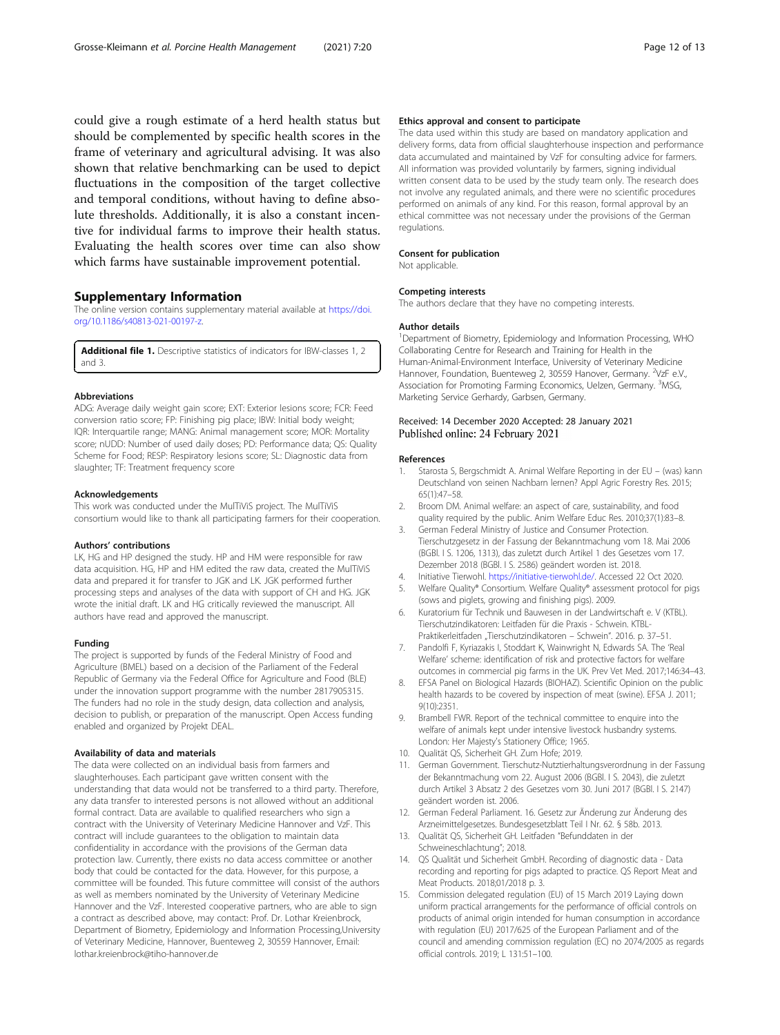could give a rough estimate of a herd health status but should be complemented by specific health scores in the frame of veterinary and agricultural advising. It was also shown that relative benchmarking can be used to depict fluctuations in the composition of the target collective and temporal conditions, without having to define absolute thresholds. Additionally, it is also a constant incentive for individual farms to improve their health status. Evaluating the health scores over time can also show which farms have sustainable improvement potential.

## Supplementary Information

The online version contains supplementary material available at https://doi.org/10.1186/s40813-021-00197-z.

**Additional file 1.** Descriptive statistics of indicators for IBW-classes 1, 2 and 3.

### Abbreviations

ADG: Average daily weight gain score; EXT: Exterior lesions score; FCR: Feed conversion ratio score; FP: Finishing pig place; IBW: Initial body weight; IQR: Interquartile range; MANG: Animal management score; MOR: Mortality score; nUDD: Number of used daily doses; PD: Performance data; QS: Quality Scheme for Food; RESP: Respiratory lesions score; SL: Diagnostic data from slaughter; TF: Treatment frequency score

### Acknowledgements

This work was conducted under the MulTiViS project. The MulTiViS consortium would like to thank all participating farmers for their cooperation.

### Authors' contributions

LK, HG and HP designed the study. HP and HM were responsible for raw data acquisition. HG, HP and HM edited the raw data, created the MulTiViS data and prepared it for transfer to JGK and LK. JGK performed further processing steps and analyses of the data with support of CH and HG. JGK wrote the initial draft. LK and HG critically reviewed the manuscript. All authors have read and approved the manuscript.

### Funding

The project is supported by funds of the Federal Ministry of Food and Agriculture (BMEL) based on a decision of the Parliament of the Federal Republic of Germany via the Federal Office for Agriculture and Food (BLE) under the innovation support programme with the number 2817905315. The funders had no role in the study design, data collection and analysis, decision to publish, or preparation of the manuscript. Open Access funding enabled and organized by Projekt DEAL.

### Availability of data and materials

The data were collected on an individual basis from farmers and slaughterhouses. Each participant gave written consent with the understanding that data would not be transferred to a third party. Therefore, any data transfer to interested persons is not allowed without an additional formal contract. Data are available to qualified researchers who sign a contract with the University of Veterinary Medicine Hannover and VzF. This contract will include guarantees to the obligation to maintain data confidentiality in accordance with the provisions of the German data protection law. Currently, there exists no data access committee or another body that could be contacted for the data. However, for this purpose, a committee will be founded. This future committee will consist of the authors as well as members nominated by the University of Veterinary Medicine Hannover and the VzF. Interested cooperative partners, who are able to sign a contract as described above, may contact: Prof. Dr. Lothar Kreienbrock, Department of Biometry, Epidemiology and Information Processing,University of Veterinary Medicine, Hannover, Buenteweg 2, 30559 Hannover, Email: lothar.kreienbrock@tiho-hannover.de

### Ethics approval and consent to participate

The data used within this study are based on mandatory application and delivery forms, data from official slaughterhouse inspection and performance data accumulated and maintained by VzF for consulting advice for farmers. All information was provided voluntarily by farmers, signing individual written consent data to be used by the study team only. The research does not involve any regulated animals, and there were no scientific procedures performed on animals of any kind. For this reason, formal approval by an ethical committee was not necessary under the provisions of the German regulations.

### Consent for publication

Not applicable.

### Competing interests

The authors declare that they have no competing interests.

### Author details

[1]Department of Biometry, Epidemiology and Information Processing, WHO Collaborating Centre for Research and Training for Health in the Human-Animal-Environment Interface, University of Veterinary Medicine Hannover, Foundation, Buenteweg 2, 30559 Hanover, Germany. [2]VzF e.V., Association for Promoting Farming Economics, Uelzen, Germany. [3]MSG, Marketing Service Gerhardy, Garbsen, Germany.

Received: 14 December 2020 Accepted: 28 January 2021
Published online: 24 February 2021

### References

1. Starosta S, Bergschmidt A. Animal Welfare Reporting in der EU – (was) kann Deutschland von seinen Nachbarn lernen? Appl Agric Forestry Res. 2015; 65(1):47–58.
2. Broom DM. Animal welfare: an aspect of care, sustainability, and food quality required by the public. Anim Welfare Educ Res. 2010;37(1):83–8.
3. German Federal Ministry of Justice and Consumer Protection. Tierschutzgesetz in der Fassung der Bekanntmachung vom 18. Mai 2006 (BGBl. I S. 1206, 1313), das zuletzt durch Artikel 1 des Gesetzes vom 17. Dezember 2018 (BGBl. I S. 2586) geändert worden ist. 2018.
4. Initiative Tierwohl. https://initiative-tierwohl.de/. Accessed 22 Oct 2020.
5. Welfare Quality® Consortium. Welfare Quality® assessment protocol for pigs (sows and piglets, growing and finishing pigs). 2009.
6. Kuratorium für Technik und Bauwesen in der Landwirtschaft e. V (KTBL). Tierschutzindikatoren: Leitfaden für die Praxis - Schwein. KTBL-Praktikerleitfaden „Tierschutzindikatoren – Schwein". 2016. p. 37–51.
7. Pandolfi F, Kyriazakis I, Stoddart K, Wainwright N, Edwards SA. The 'Real Welfare' scheme: identification of risk and protective factors for welfare outcomes in commercial pig farms in the UK. Prev Vet Med. 2017;146:34–43.
8. EFSA Panel on Biological Hazards (BIOHAZ). Scientific Opinion on the public health hazards to be covered by inspection of meat (swine). EFSA J. 2011; 9(10):2351.
9. Brambell FWR. Report of the technical committee to enquire into the welfare of animals kept under intensive livestock husbandry systems. London: Her Majesty's Stationery Office; 1965.
10. Qualität QS, Sicherheit GH. Zum Hofe; 2019.
11. German Government. Tierschutz-Nutztierhaltungsverordnung in der Fassung der Bekanntmachung vom 22. August 2006 (BGBl. I S. 2043), die zuletzt durch Artikel 3 Absatz 2 des Gesetzes vom 30. Juni 2017 (BGBl. I S. 2147) geändert worden ist. 2006.
12. German Federal Parliament. 16. Gesetz zur Änderung zur Änderung des Arzneimittelgesetzes. Bundesgesetzblatt Teil I Nr. 62. § 58b. 2013.
13. Qualität QS, Sicherheit GH. Leitfaden "Befunddaten in der Schweineschlachtung"; 2018.
14. QS Qualität und Sicherheit GmbH. Recording of diagnostic data - Data recording and reporting for pigs adapted to practice. QS Report Meat and Meat Products. 2018;01/2018 p. 3.
15. Commission delegated regulation (EU) of 15 March 2019 Laying down uniform practical arrangements for the performance of official controls on products of animal origin intended for human consumption in accordance with regulation (EU) 2017/625 of the European Parliament and of the council and amending commission regulation (EC) no 2074/2005 as regards official controls. 2019; L 131:51–100.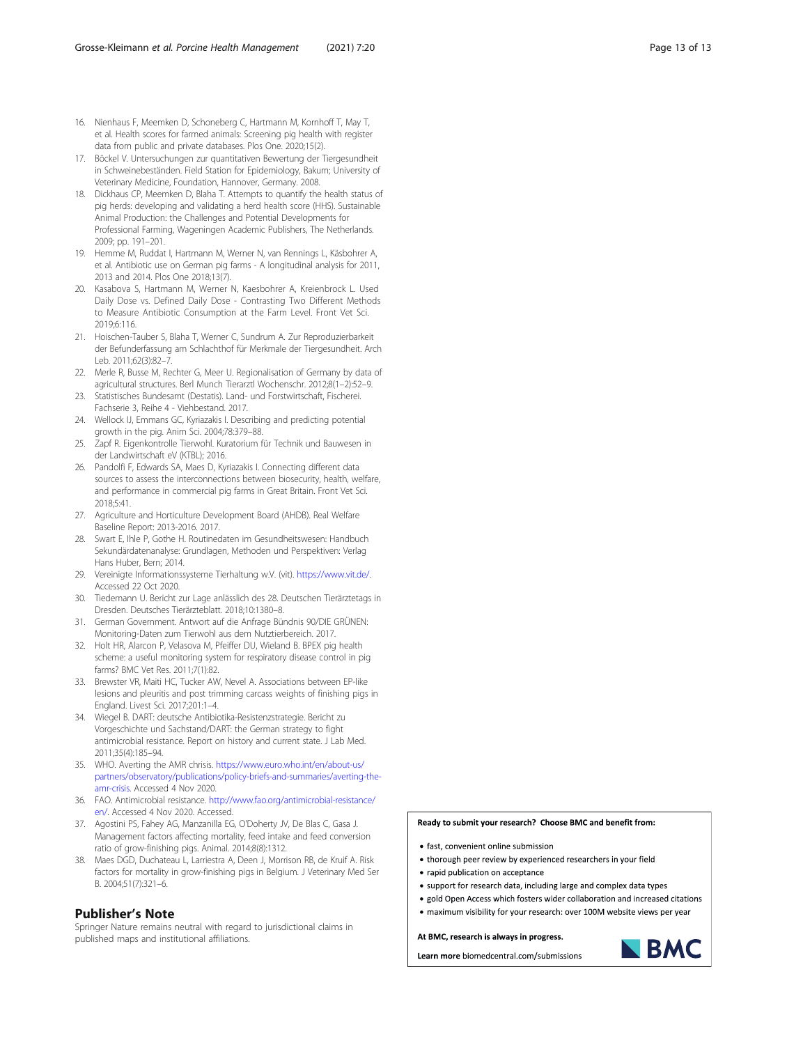16. Nienhaus F, Meemken D, Schoneberg C, Hartmann M, Kornhoff T, May T, et al. Health scores for farmed animals: Screening pig health with register data from public and private databases. Plos One. 2020;15(2).
17. Böckel V. Untersuchungen zur quantitativen Bewertung der Tiergesundheit in Schweinebeständen. Field Station for Epidemiology, Bakum; University of Veterinary Medicine, Foundation, Hannover, Germany. 2008.
18. Dickhaus CP, Meemken D, Blaha T. Attempts to quantify the health status of pig herds: developing and validating a herd health score (HHS). Sustainable Animal Production: the Challenges and Potential Developments for Professional Farming, Wageningen Academic Publishers, The Netherlands. 2009; pp. 191–201.
19. Hemme M, Ruddat I, Hartmann M, Werner N, van Rennings L, Käsbohrer A, et al. Antibiotic use on German pig farms - A longitudinal analysis for 2011, 2013 and 2014. Plos One 2018;13(7).
20. Kasabova S, Hartmann M, Werner N, Kaesbohrer A, Kreienbrock L. Used Daily Dose vs. Defined Daily Dose - Contrasting Two Different Methods to Measure Antibiotic Consumption at the Farm Level. Front Vet Sci. 2019;6:116.
21. Hoischen-Tauber S, Blaha T, Werner C, Sundrum A. Zur Reproduzierbarkeit der Befunderfassung am Schlachthof für Merkmale der Tiergesundheit. Arch Leb. 2011;62(3):82–7.
22. Merle R, Busse M, Rechter G, Meer U. Regionalisation of Germany by data of agricultural structures. Berl Munch Tierarztl Wochenschr. 2012;8(1–2):52–9.
23. Statistisches Bundesamt (Destatis). Land- und Forstwirtschaft, Fischerei. Fachserie 3, Reihe 4 - Viehbestand. 2017.
24. Wellock IJ, Emmans GC, Kyriazakis I. Describing and predicting potential growth in the pig. Anim Sci. 2004;78:379–88.
25. Zapf R. Eigenkontrolle Tierwohl. Kuratorium für Technik und Bauwesen in der Landwirtschaft eV (KTBL); 2016.
26. Pandolfi F, Edwards SA, Maes D, Kyriazakis I. Connecting different data sources to assess the interconnections between biosecurity, health, welfare, and performance in commercial pig farms in Great Britain. Front Vet Sci. 2018;5:41.
27. Agriculture and Horticulture Development Board (AHDB). Real Welfare Baseline Report: 2013-2016. 2017.
28. Swart E, Ihle P, Gothe H. Routinedaten im Gesundheitswesen: Handbuch Sekundärdatenanalyse: Grundlagen, Methoden und Perspektiven: Verlag Hans Huber, Bern; 2014.
29. Vereinigte Informationssysteme Tierhaltung w.V. (vit). https://www.vit.de/. Accessed 22 Oct 2020.
30. Tiedemann U. Bericht zur Lage anlässlich des 28. Deutschen Tierärztetags in Dresden. Deutsches Tierärzteblatt. 2018;10:1380–8.
31. German Government. Antwort auf die Anfrage Bündnis 90/DIE GRÜNEN: Monitoring-Daten zum Tierwohl aus dem Nutztierbereich. 2017.
32. Holt HR, Alarcon P, Velasova M, Pfeiffer DU, Wieland B. BPEX pig health scheme: a useful monitoring system for respiratory disease control in pig farms? BMC Vet Res. 2011;7(1):82.
33. Brewster VR, Maiti HC, Tucker AW, Nevel A. Associations between EP-like lesions and pleuritis and post trimming carcass weights of finishing pigs in England. Livest Sci. 2017;201:1–4.
34. Wiegel B. DART: deutsche Antibiotika-Resistenzstrategie. Bericht zu Vorgeschichte und Sachstand/DART: the German strategy to fight antimicrobial resistance. Report on history and current state. J Lab Med. 2011;35(4):185–94.
35. WHO. Averting the AMR chrisis. https://www.euro.who.int/en/about-us/partners/observatory/publications/policy-briefs-and-summaries/averting-the-amr-crisis. Accessed 4 Nov 2020.
36. FAO. Antimicrobial resistance. http://www.fao.org/antimicrobial-resistance/en/. Accessed 4 Nov 2020. Accessed.
37. Agostini PS, Fahey AG, Manzanilla EG, O'Doherty JV, De Blas C, Gasa J. Management factors affecting mortality, feed intake and feed conversion ratio of grow-finishing pigs. Animal. 2014;8(8):1312.
38. Maes DGD, Duchateau L, Larriestra A, Deen J, Morrison RB, de Kruif A. Risk factors for mortality in grow-finishing pigs in Belgium. J Veterinary Med Ser B. 2004;51(7):321–6.

## Publisher's Note

Springer Nature remains neutral with regard to jurisdictional claims in published maps and institutional affiliations.

**Ready to submit your research? Choose BMC and benefit from:**

- fast, convenient online submission
- thorough peer review by experienced researchers in your field
- rapid publication on acceptance
- support for research data, including large and complex data types
- gold Open Access which fosters wider collaboration and increased citations
- maximum visibility for your research: over 100M website views per year

**At BMC, research is always in progress.**

**Learn more** biomedcentral.com/submissions